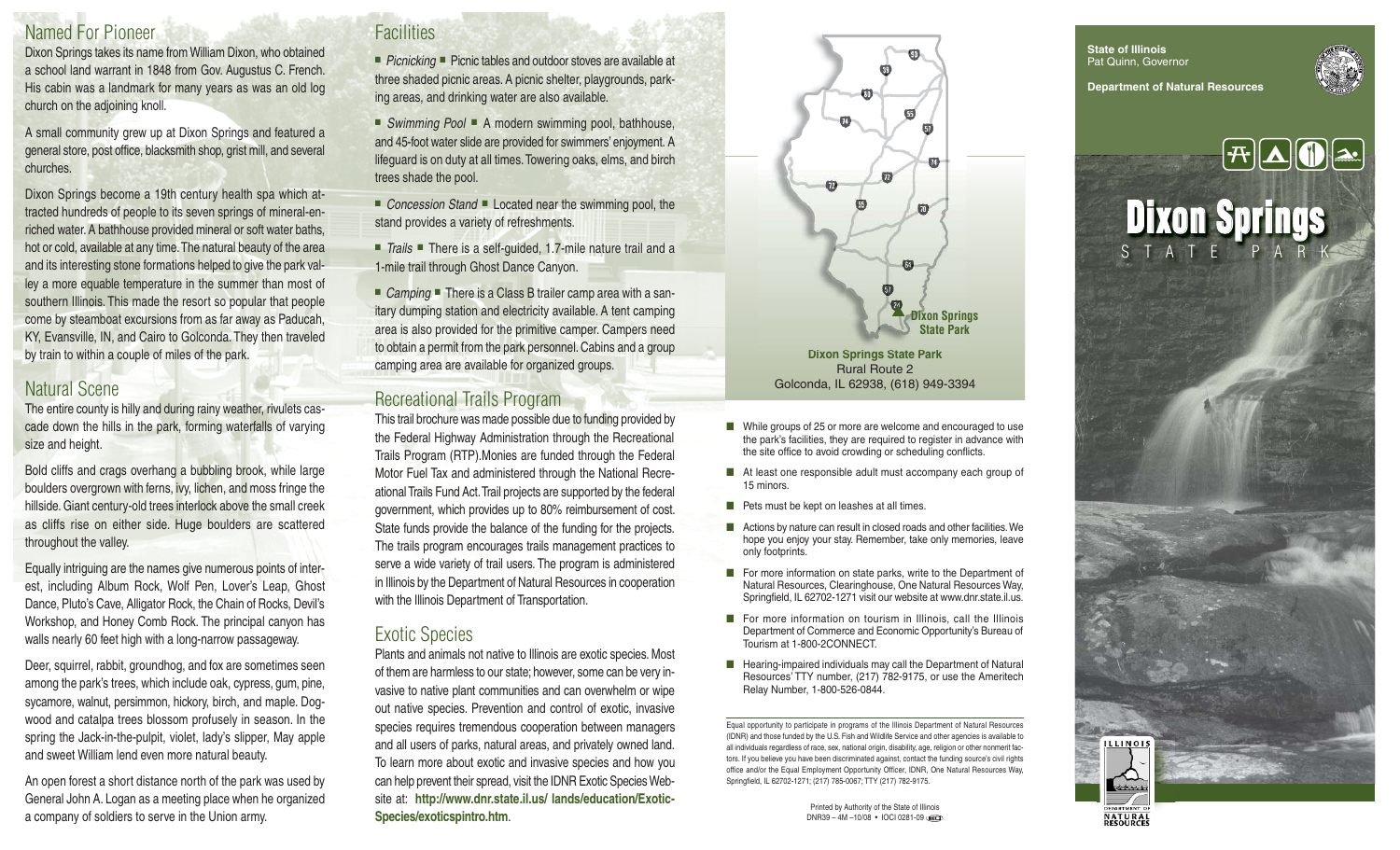## Named For Pioneer

Dixon Springs takes its name from William Dixon, who obtained a school land warrant in 1848 from Gov. Augustus C. French. His cabin was a landmark for many years as was an old log church on the adjoining knoll.

A small community grew up at Dixon Springs and featured a general store, post office, blacksmith shop, grist mill, and several churches.

Dixon Springs become a 19th century health spa which attracted hundreds of people to its seven springs of mineral-enriched water. A bathhouse provided mineral or soft water baths, hot or cold, available at any time. The natural beauty of the area and its interesting stone formations helped to give the park valley a more equable temperature in the summer than most of southern Illinois. This made the resort so popular that people come by steamboat excursions from as far away as Paducah, KY, Evansville, IN, and Cairo to Golconda. They then traveled by train to within a couple of miles of the park.

## Natural Scene

The entire county is hilly and during rainy weather, rivulets cascade down the hills in the park, forming waterfalls of varying size and height.

Bold cliffs and crags overhang a bubbling brook, while large boulders overgrown with ferns, ivy, lichen, and moss fringe the hillside. Giant century-old trees interlock above the small creek as cliffs rise on either side. Huge boulders are scattered throughout the valley.

Equally intriguing are the names give numerous points of interest, including Album Rock, Wolf Pen, Lover's Leap, Ghost Dance, Pluto's Cave, Alligator Rock, the Chain of Rocks, Devil's Workshop, and Honey Comb Rock. The principal canyon has walls nearly 60 feet high with a long-narrow passageway.

Deer, squirrel, rabbit, groundhog, and fox are sometimes seen among the park's trees, which include oak, cypress, gum, pine, sycamore, walnut, persimmon, hickory, birch, and maple. Dogwood and catalpa trees blossom profusely in season. In the spring the Jack-in-the-pulpit, violet, lady's slipper, May apple and sweet William lend even more natural beauty.

An open forest a short distance north of the park was used by General John A. Logan as a meeting place when he organized a company of soldiers to serve in the Union army.

## Facilities

■ *Picnicking* ■ Picnic tables and outdoor stoves are available at three shaded picnic areas. A picnic shelter, playgrounds, parking areas, and drinking water are also available.

■ *Swimming Pool* ■ A modern swimming pool, bathhouse, and 45-foot water slide are provided for swimmers' enjoyment. A lifeguard is on duty at all times. Towering oaks, elms, and birch trees shade the pool.

■ *Concession Stand* ■ Located near the swimming pool, the stand provides a variety of refreshments.

■ *Trails* ■ There is a self-guided, 1.7-mile nature trail and a 1-mile trail through Ghost Dance Canyon.

■ *Camping* ■ There is a Class B trailer camp area with a sanitary dumping station and electricity available. A tent camping area is also provided for the primitive camper. Campers need to obtain a permit from the park personnel. Cabins and a group camping area are available for organized groups.

## Recreational Trails Program

This trail brochure was made possible due to funding provided by the Federal Highway Administration through the Recreational Trails Program (RTP). Monies are funded through the Federal Motor Fuel Tax and administered through the National Recreational Trails Fund Act. Trail projects are supported by the federal government, which provides up to 80% reimbursement of cost. State funds provide the balance of the funding for the projects. The trails program encourages trails management practices to serve a wide variety of trail users. The program is administered in Illinois by the Department of Natural Resources in cooperation with the Illinois Department of Transportation.

## Exotic Species

Plants and animals not native to Illinois are exotic species. Most of them are harmless to our state; however, some can be very invasive to native plant communities and can overwhelm or wipe out native species. Prevention and control of exotic, invasive species requires tremendous cooperation between managers and all users of parks, natural areas, and privately owned land. To learn more about exotic and invasive species and how you can help prevent their spread, visit the IDNR Exotic Species Website at: **http://www.dnr.state.il.us/ lands/education/Exotic-Species/exoticspintro.htm**.

**Dixon Springs State Park**

**Dixon Springs State Park**
Rural Route 2
Golconda, IL 62938, (618) 949-3394

- While groups of 25 or more are welcome and encouraged to use the park's facilities, they are required to register in advance with the site office to avoid crowding or scheduling conflicts.
- At least one responsible adult must accompany each group of 15 minors.
- Pets must be kept on leashes at all times.
- Actions by nature can result in closed roads and other facilities. We hope you enjoy your stay. Remember, take only memories, leave only footprints.
- For more information on state parks, write to the Department of Natural Resources, Clearinghouse, One Natural Resources Way, Springfield, IL 62702-1271 visit our website at www.dnr.state.il.us.
- For more information on tourism in Illinois, call the Illinois Department of Commerce and Economic Opportunity's Bureau of Tourism at 1-800-2CONNECT.
- Hearing-impaired individuals may call the Department of Natural Resources' TTY number, (217) 782-9175, or use the Ameritech Relay Number, 1-800-526-0844.

Equal opportunity to participate in programs of the Illinois Department of Natural Resources (IDNR) and those funded by the U.S. Fish and Wildlife Service and other agencies is available to all individuals regardless of race, sex, national origin, disability, age, religion or other nonmerit factors. If you believe you have been discriminated against, contact the funding source's civil rights office and/or the Equal Employment Opportunity Officer, IDNR, One Natural Resources Way, Springfield, IL 62702-1271; (217) 785-0067; TTY (217) 782-9175.

Printed by Authority of the State of Illinois
DNR39 – 4M –10/08 • IOCI 0281-09

**State of Illinois**
Pat Quinn, Governor

**Department of Natural Resources**

# Dixon Springs
STATE PARK

ILLINOIS
DEPARTMENT OF NATURAL RESOURCES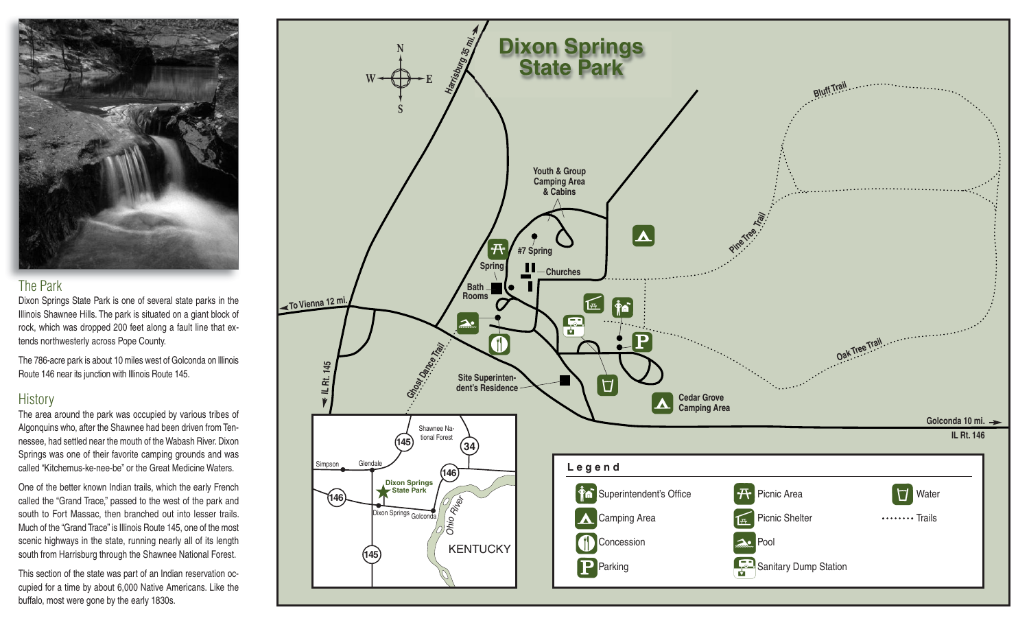## The Park

Dixon Springs State Park is one of several state parks in the Illinois Shawnee Hills. The park is situated on a giant block of rock, which was dropped 200 feet along a fault line that extends northwesterly across Pope County.

The 786-acre park is about 10 miles west of Golconda on Illinois Route 146 near its junction with Illinois Route 145.

## History

The area around the park was occupied by various tribes of Algonquins who, after the Shawnee had been driven from Tennessee, had settled near the mouth of the Wabash River. Dixon Springs was one of their favorite camping grounds and was called "Kitchemus-ke-nee-be" or the Great Medicine Waters.

One of the better known Indian trails, which the early French called the "Grand Trace," passed to the west of the park and south to Fort Massac, then branched out into lesser trails. Much of the "Grand Trace" is Illinois Route 145, one of the most scenic highways in the state, running nearly all of its length south from Harrisburg through the Shawnee National Forest.

This section of the state was part of an Indian reservation occupied for a time by about 6,000 Native Americans. Like the buffalo, most were gone by the early 1830s.

# Dixon Springs State Park

N
W E
S

Harrisburg 35 mi.
To Vienna 12 mi.
IL Rt. 145
Golconda 10 mi.
IL Rt. 146

Youth & Group Camping Area & Cabins
#7 Spring
Spring
Churches
Bath Rooms
Site Superintendent's Residence
Cedar Grove Camping Area
Ghost Dance Trail
Bluff Trail
Pine Tree Trail
Oak Tree Trail

145
34
146
146
145
Shawnee National Forest
Simpson
Glendale
Dixon Springs State Park
Dixon Springs
Golconda
Ohio River
KENTUCKY

**Legend**

- Superintendent's Office
- Camping Area
- Concession
- Parking
- Picnic Area
- Picnic Shelter
- Pool
- Sanitary Dump Station
- Water
- ........ Trails